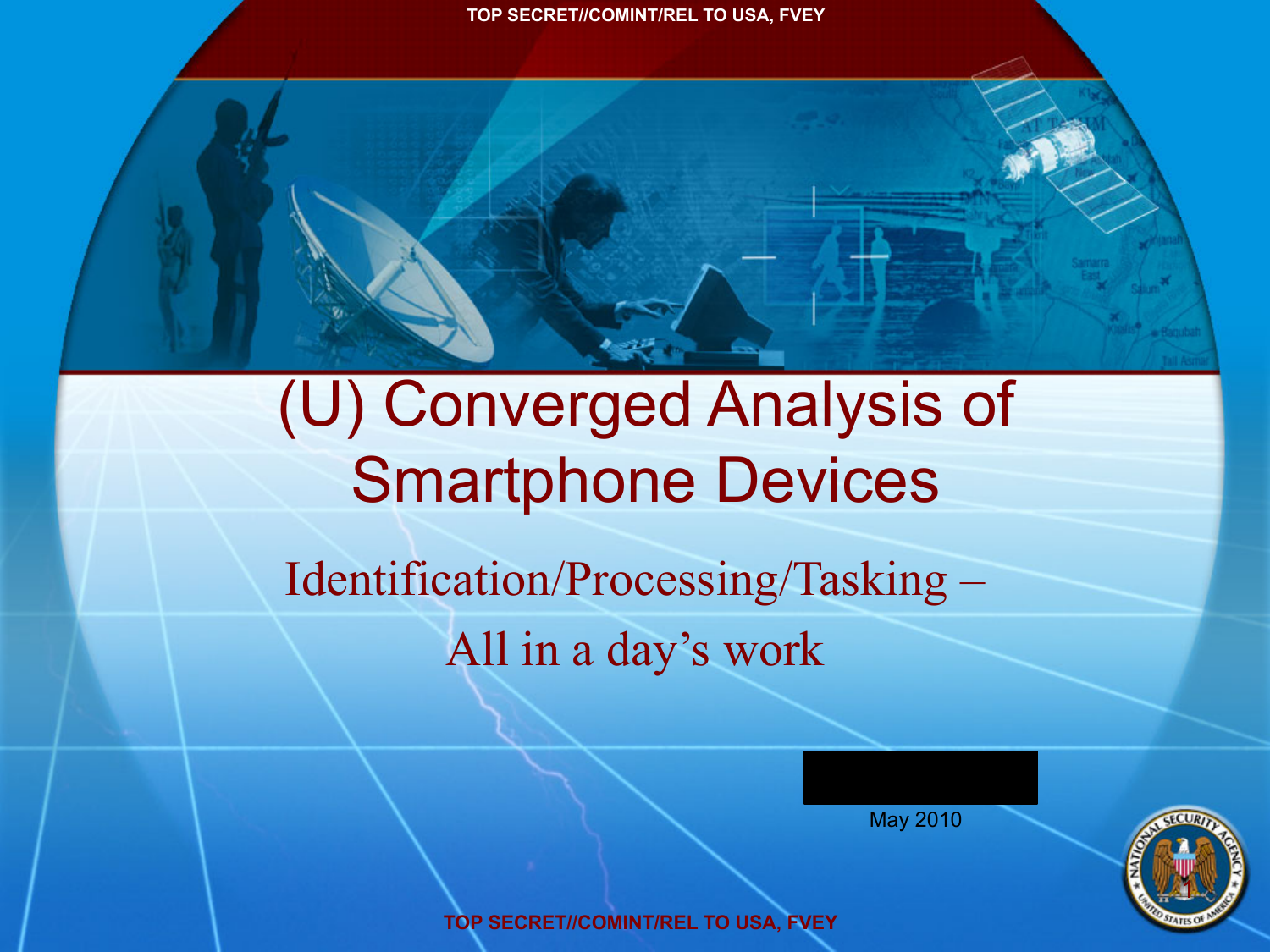TOP SECRET//COMINT/REL TO USA, FVEY

# (U) Converged Analysis of Smartphone Devices

## Identification/Processing/Tasking – All in a day's work

May 2010

TOP SECRET//COMINT/REL TO USA, FVEY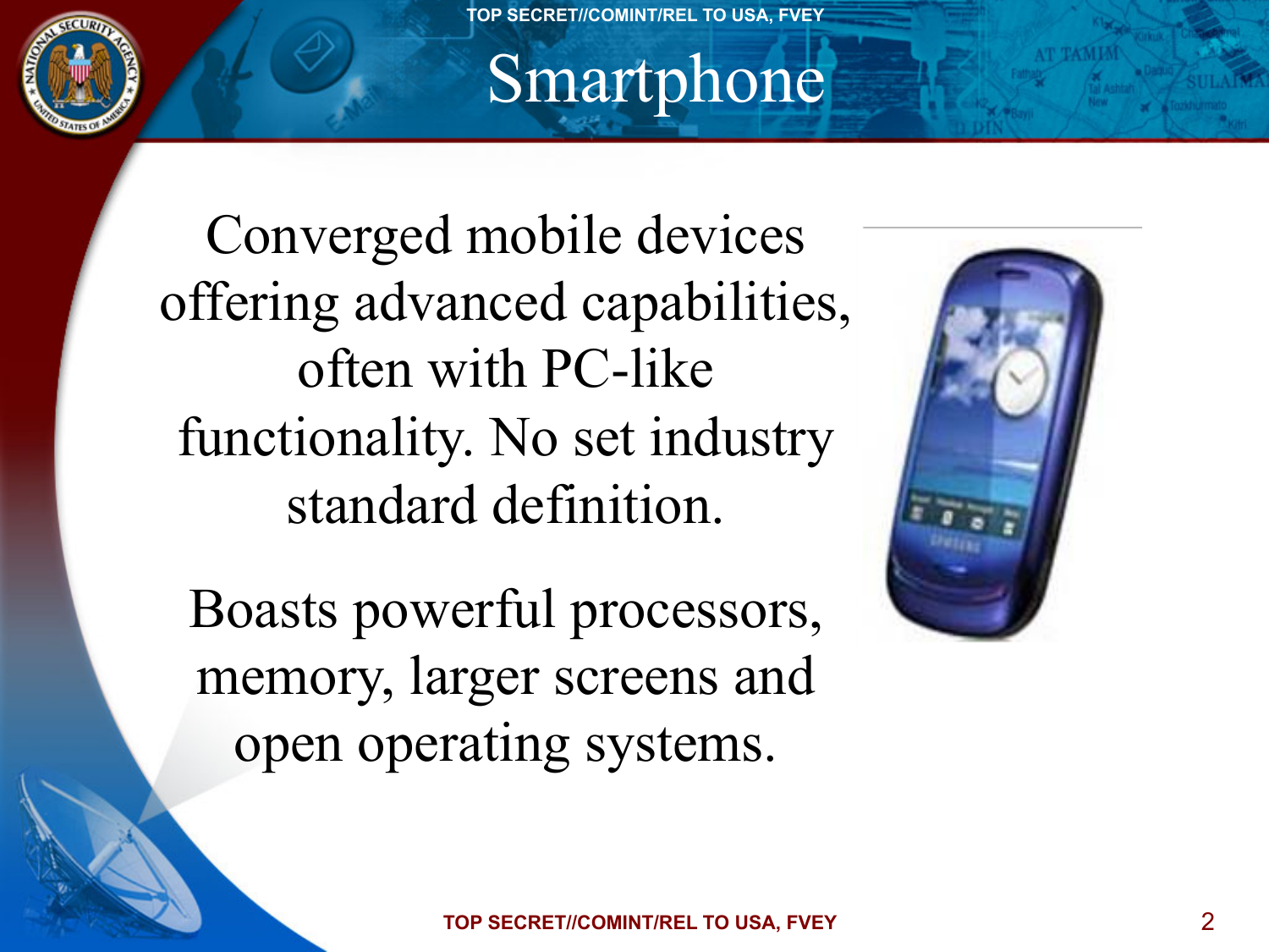# Smartphone

Converged mobile devices offering advanced capabilities, often with PC-like functionality. No set industry standard definition.

Boasts powerful processors, memory, larger screens and open operating systems.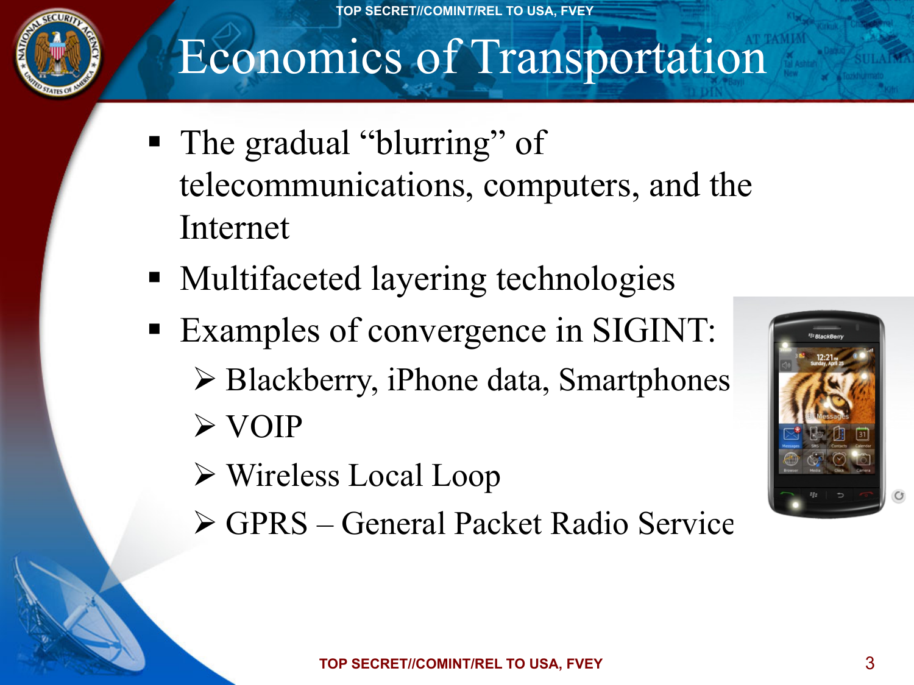# Economics of Transportation

- The gradual "blurring" of telecommunications, computers, and the Internet
- Multifaceted layering technologies
- Examples of convergence in SIGINT:
  - Blackberry, iPhone data, Smartphones
  - VOIP
  - Wireless Local Loop
  - GPRS – General Packet Radio Service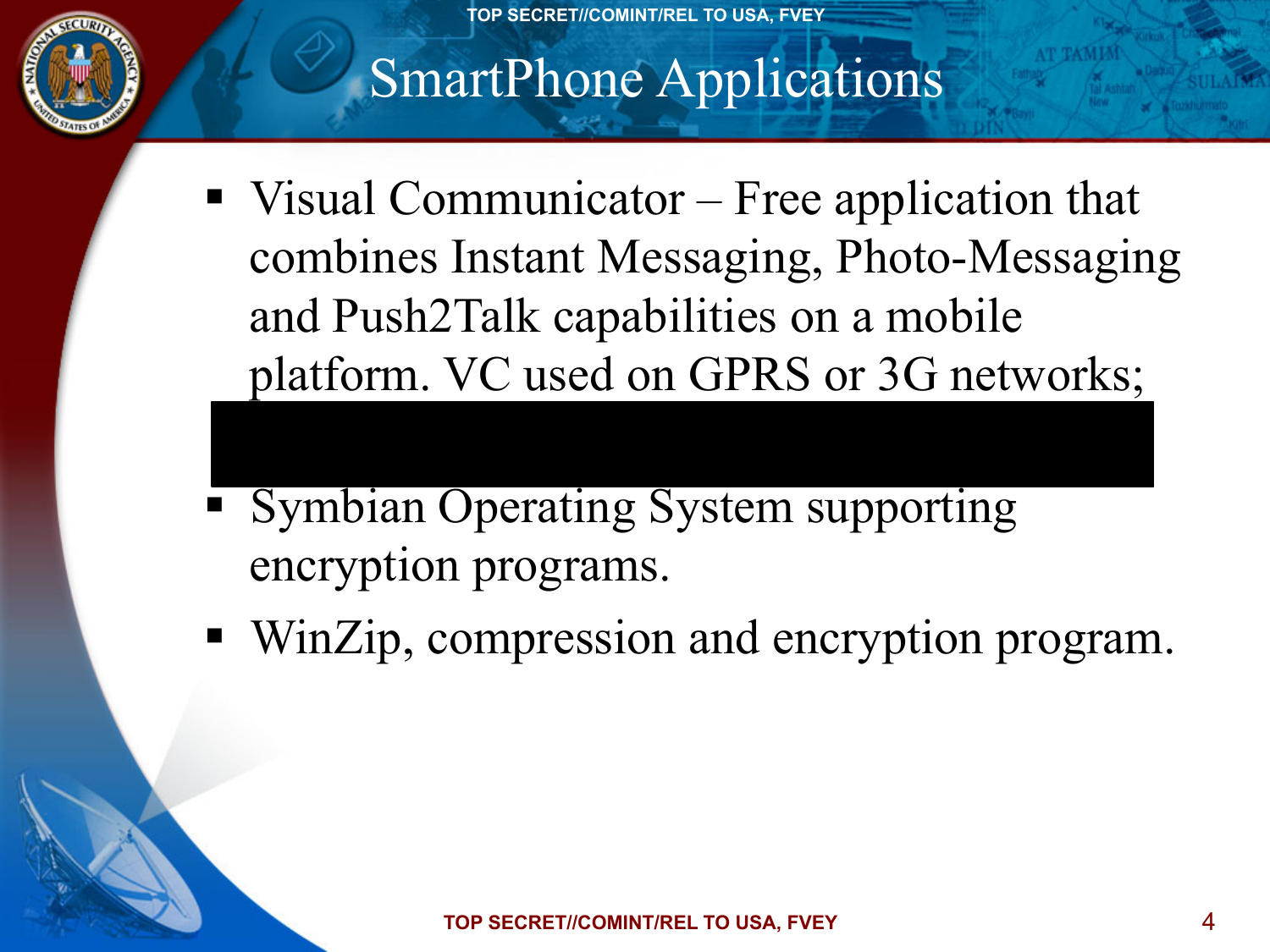# SmartPhone Applications

- Visual Communicator – Free application that combines Instant Messaging, Photo-Messaging and Push2Talk capabilities on a mobile platform. VC used on GPRS or 3G networks;
- Symbian Operating System supporting encryption programs.
- WinZip, compression and encryption program.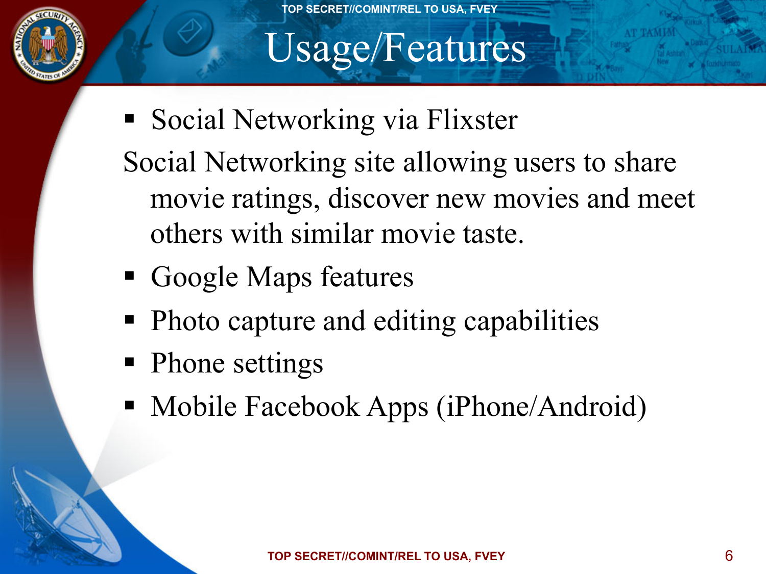# Usage/Features

- Social Networking via Flixster

Social Networking site allowing users to share movie ratings, discover new movies and meet others with similar movie taste.

- Google Maps features
- Photo capture and editing capabilities
- Phone settings
- Mobile Facebook Apps (iPhone/Android)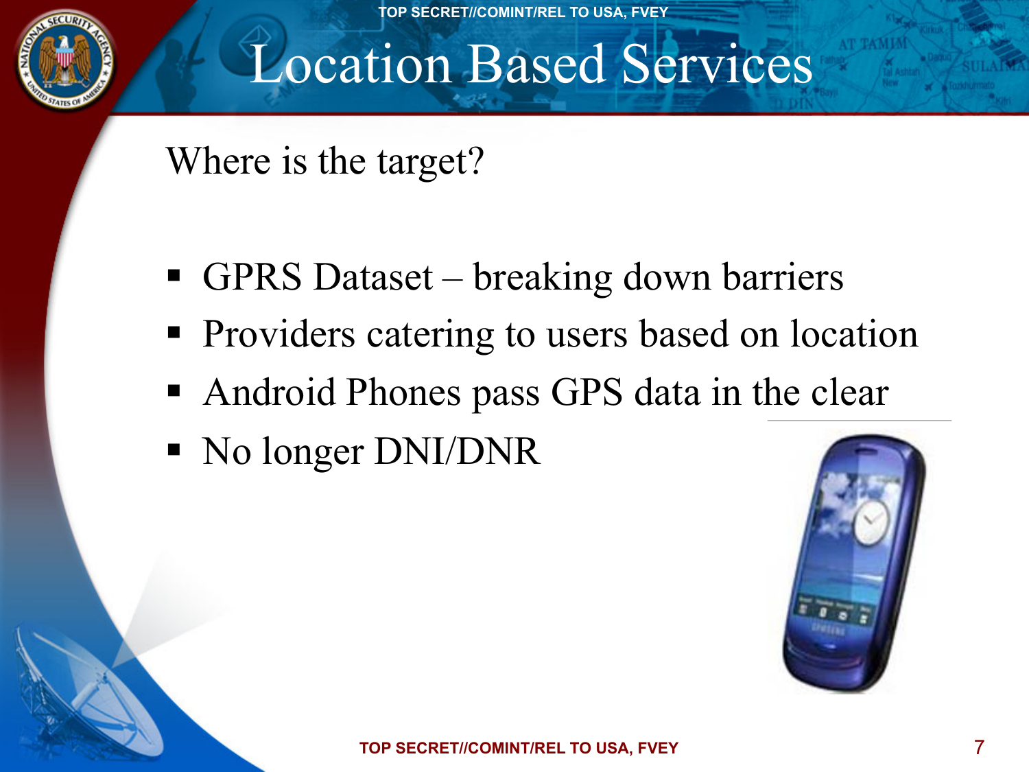# Location Based Services

Where is the target?

- GPRS Dataset – breaking down barriers
- Providers catering to users based on location
- Android Phones pass GPS data in the clear
- No longer DNI/DNR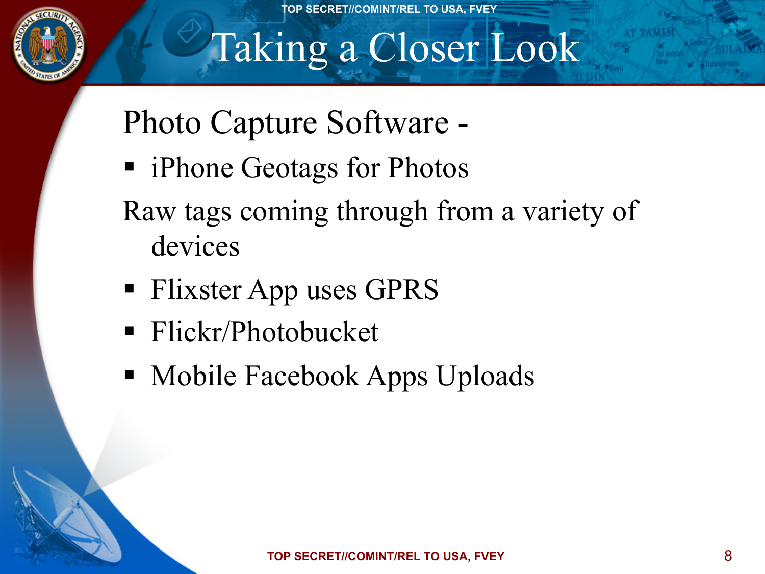# Taking a Closer Look

Photo Capture Software -

- iPhone Geotags for Photos

Raw tags coming through from a variety of devices

- Flixster App uses GPRS
- Flickr/Photobucket
- Mobile Facebook Apps Uploads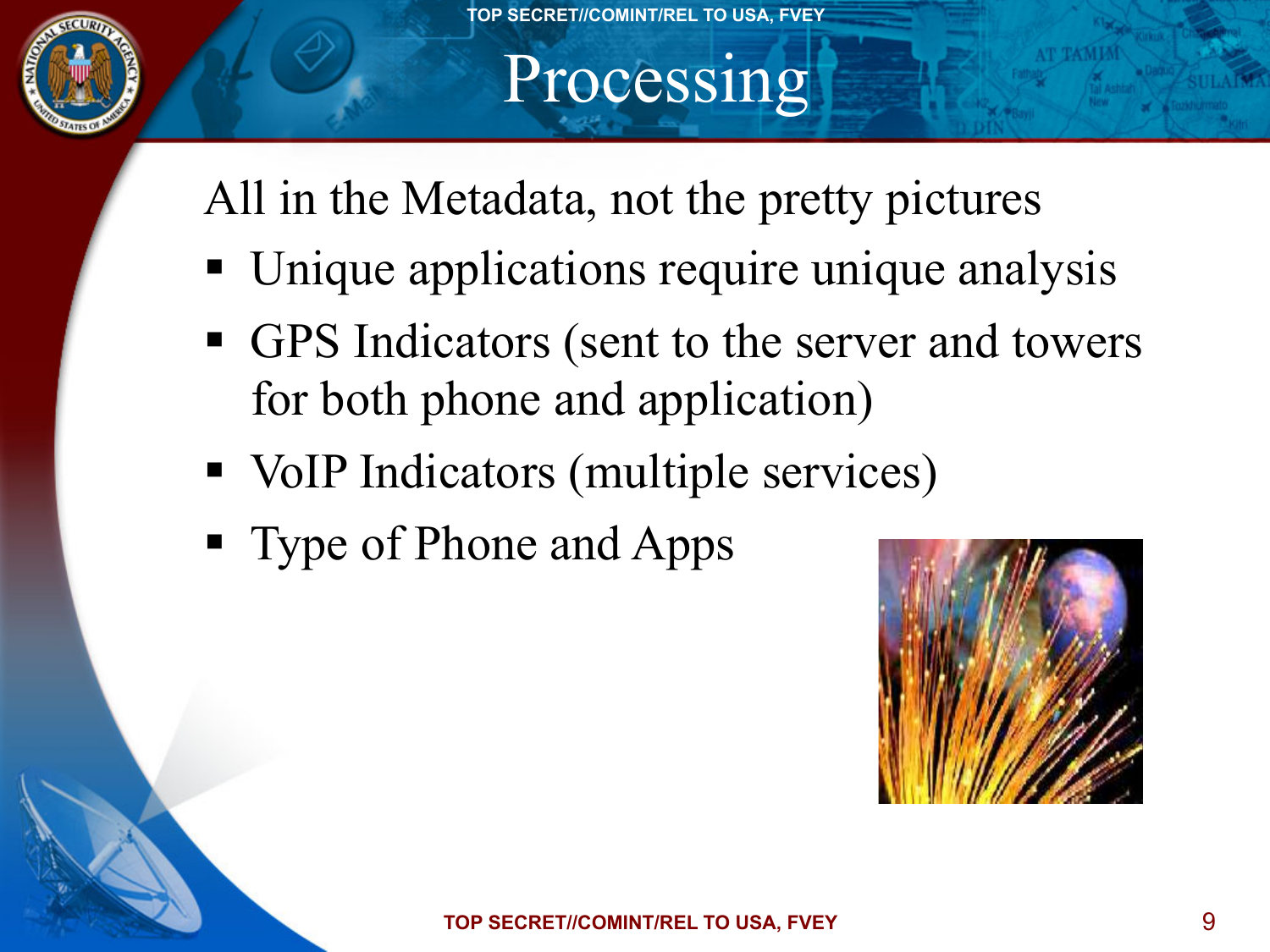TOP SECRET//COMINT/REL TO USA, FVEY

# Processing

All in the Metadata, not the pretty pictures

- Unique applications require unique analysis
- GPS Indicators (sent to the server and towers for both phone and application)
- VoIP Indicators (multiple services)
- Type of Phone and Apps

TOP SECRET//COMINT/REL TO USA, FVEY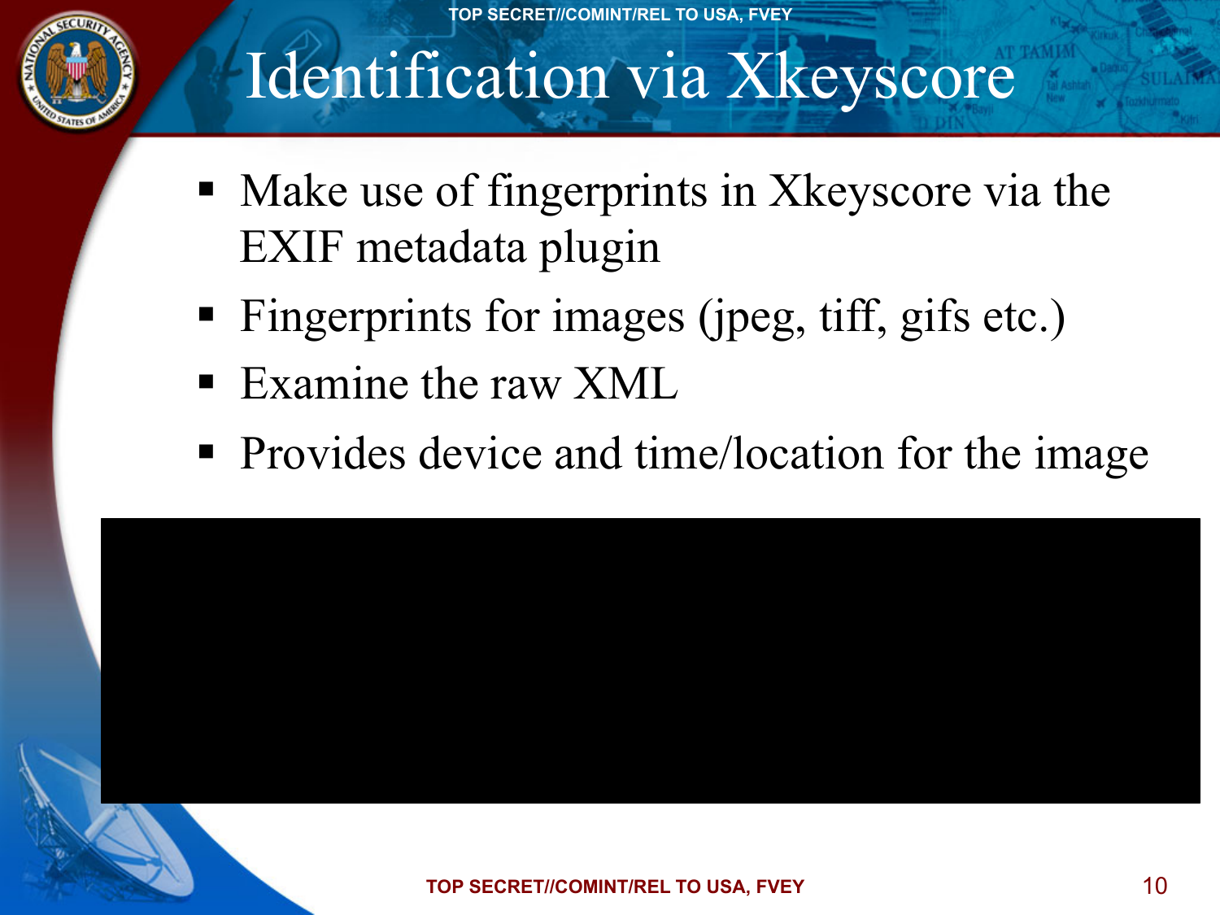# Identification via Xkeyscore

- Make use of fingerprints in Xkeyscore via the EXIF metadata plugin
- Fingerprints for images (jpeg, tiff, gifs etc.)
- Examine the raw XML
- Provides device and time/location for the image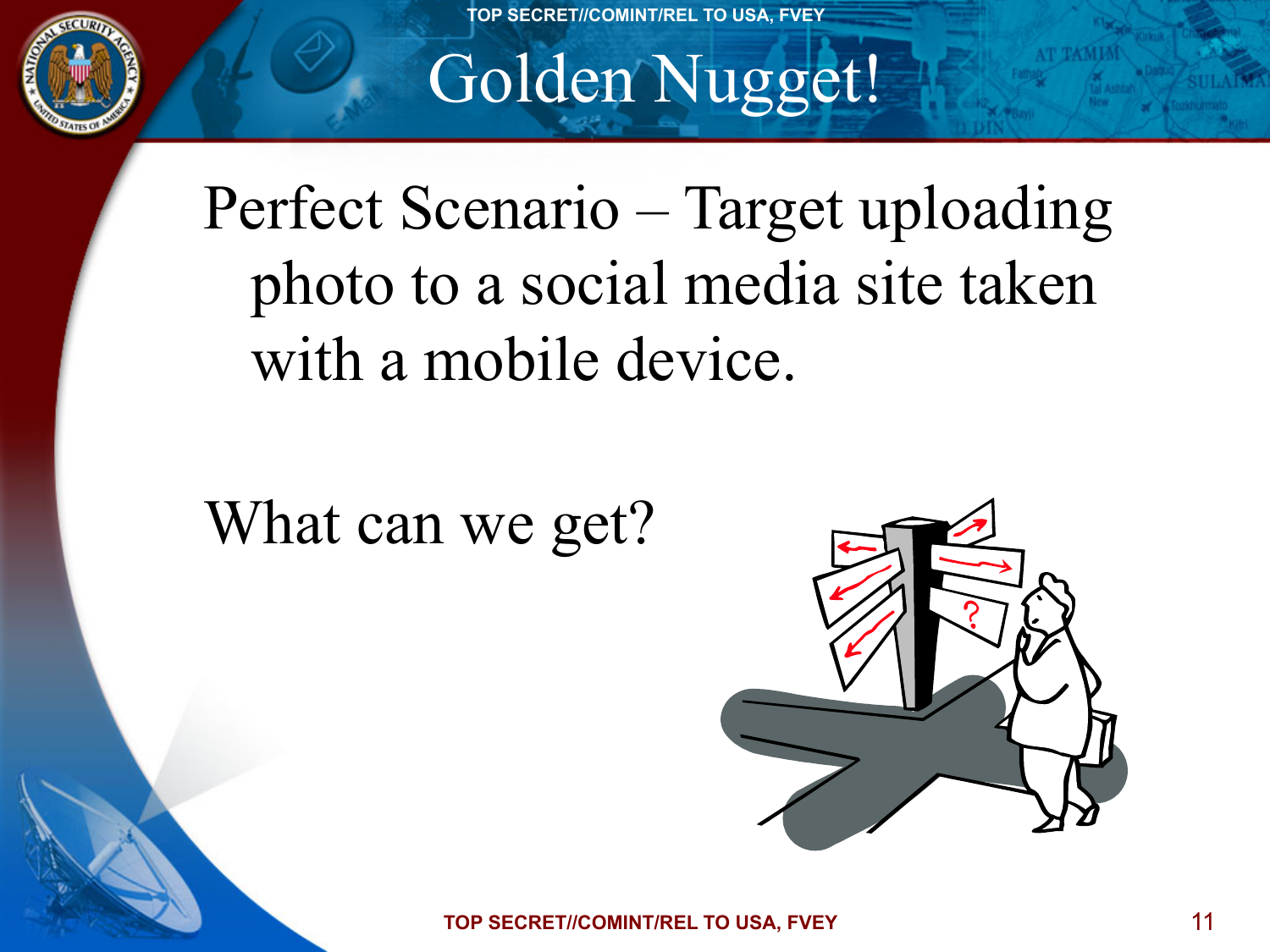# Golden Nugget!

Perfect Scenario – Target uploading photo to a social media site taken with a mobile device.

What can we get?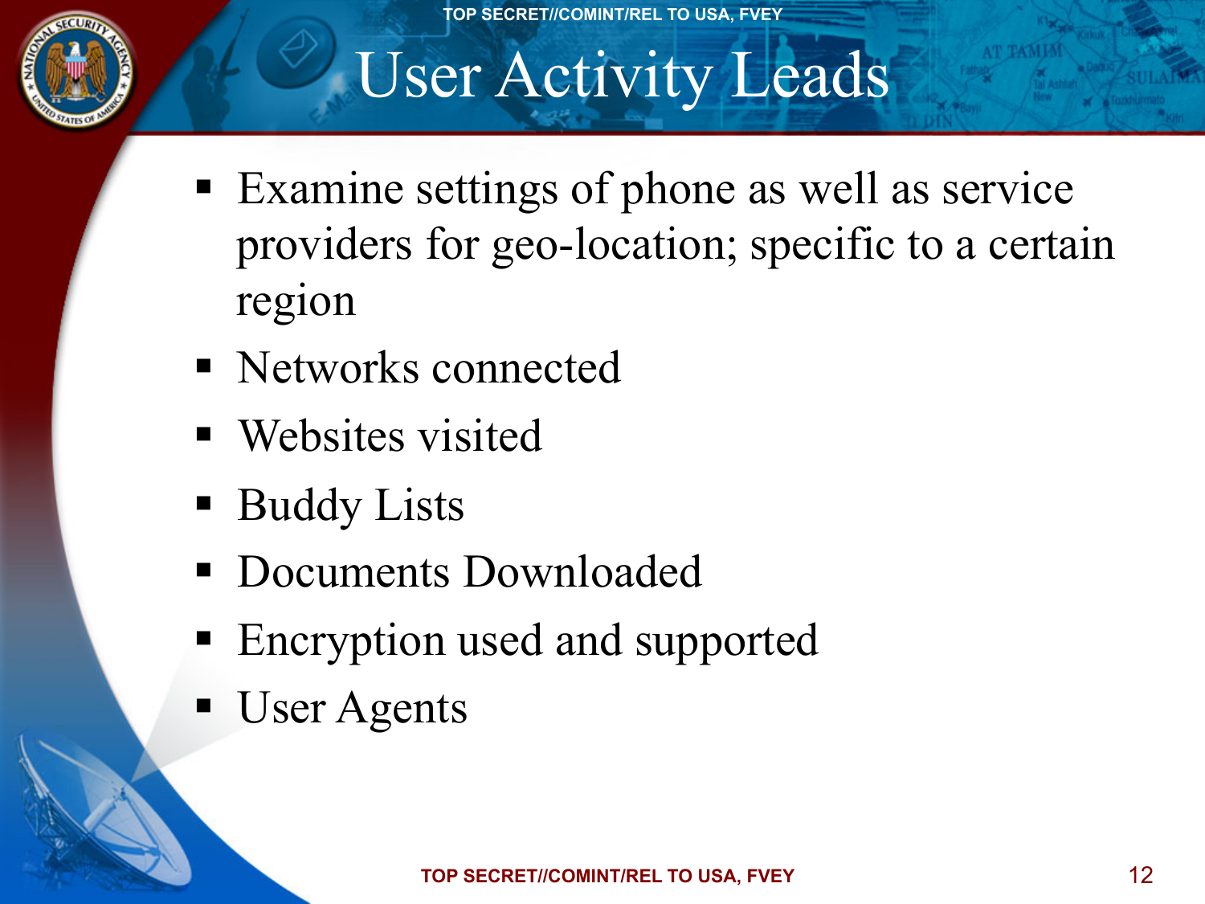# User Activity Leads

- Examine settings of phone as well as service providers for geo-location; specific to a certain region
- Networks connected
- Websites visited
- Buddy Lists
- Documents Downloaded
- Encryption used and supported
- User Agents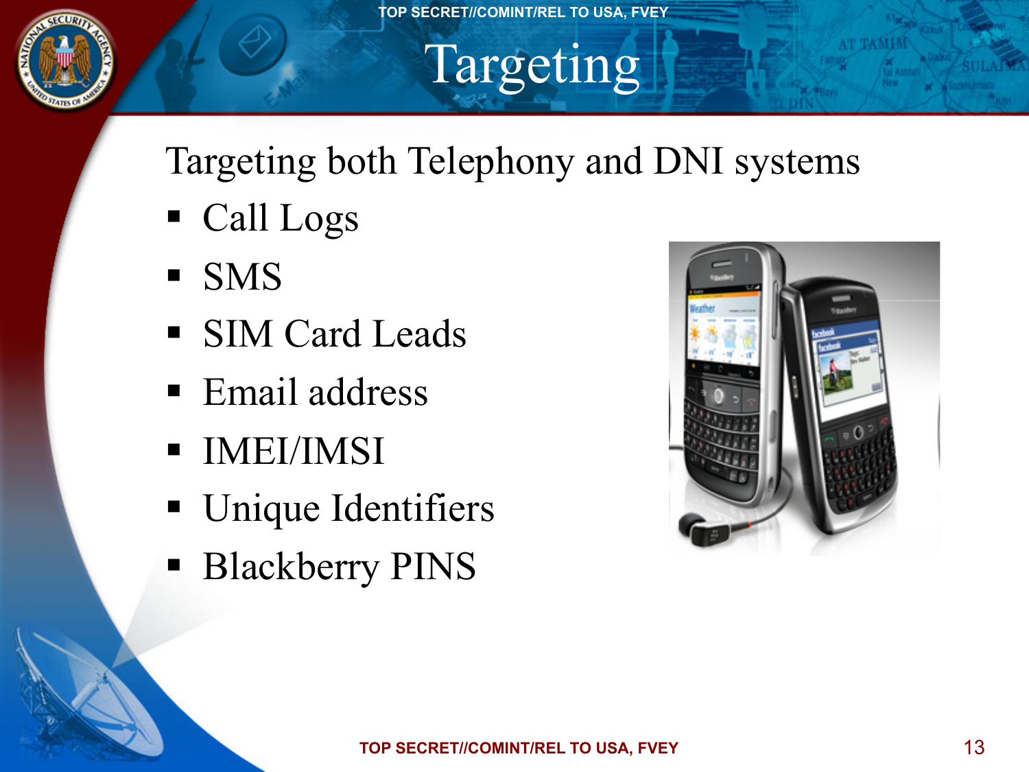# Targeting

Targeting both Telephony and DNI systems

- Call Logs
- SMS
- SIM Card Leads
- Email address
- IMEI/IMSI
- Unique Identifiers
- Blackberry PINS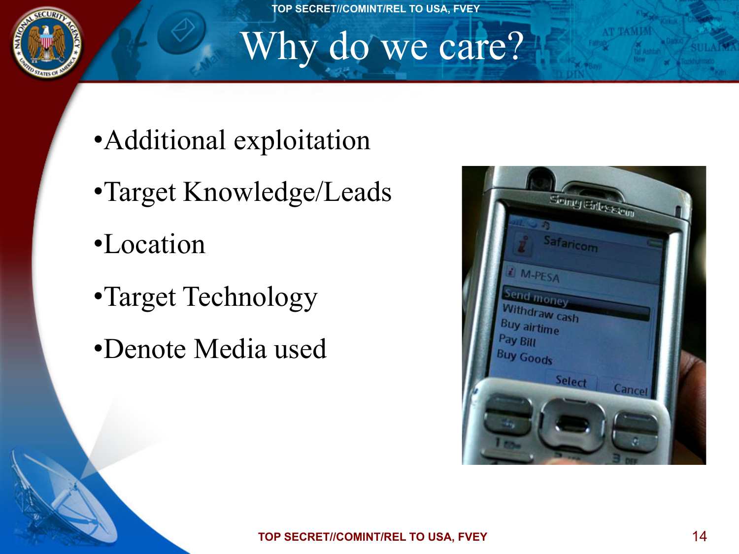# Why do we care?

- Additional exploitation
- Target Knowledge/Leads
- Location
- Target Technology
- Denote Media used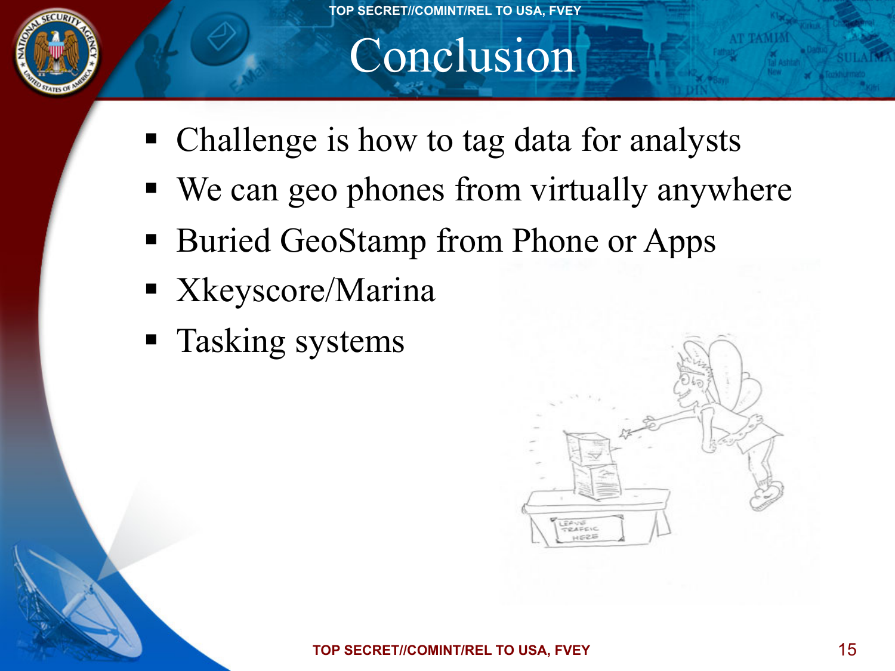# Conclusion

- Challenge is how to tag data for analysts
- We can geo phones from virtually anywhere
- Buried GeoStamp from Phone or Apps
- Xkeyscore/Marina
- Tasking systems